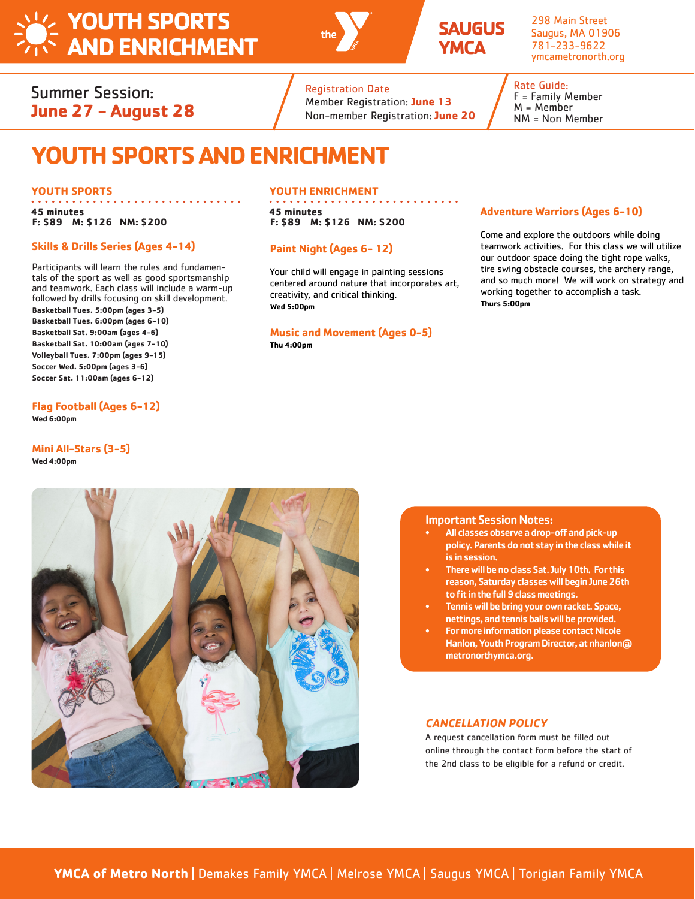# YOUTH SPORTS AND ENRICHMENT

**SAUGUS YMCA**

298 Main Street
Saugus, MA 01906
781-233-9622
ymcametronorth.org

Summer Session: **June 27 – August 28**

Registration Date
Member Registration: **June 13**
Non-member Registration: **June 20**

Rate Guide:
F = Family Member
M = Member
NM = Non Member

# YOUTH SPORTS AND ENRICHMENT

## YOUTH SPORTS

**45 minutes**
**F: $89 M: $126 NM: $200**

### Skills & Drills Series (Ages 4-14)

Participants will learn the rules and fundamentals of the sport as well as good sportsmanship and teamwork. Each class will include a warm-up followed by drills focusing on skill development.

**Basketball Tues. 5:00pm (ages 3-5)**
**Basketball Tues. 6:00pm (ages 6-10)**
**Basketball Sat. 9:00am (ages 4-6)**
**Basketball Sat. 10:00am (ages 7-10)**
**Volleyball Tues. 7:00pm (ages 9-15)**
**Soccer Wed. 5:00pm (ages 3-6)**
**Soccer Sat. 11:00am (ages 6-12)**

### Flag Football (Ages 6-12)

**Wed 6:00pm**

### Mini All-Stars (3-5)

**Wed 4:00pm**

## YOUTH ENRICHMENT

**45 minutes**
**F: $89 M: $126 NM: $200**

### Paint Night (Ages 6- 12)

Your child will engage in painting sessions centered around nature that incorporates art, creativity, and critical thinking.
**Wed 5:00pm**

### Music and Movement (Ages 0-5)

**Thu 4:00pm**

### Adventure Warriors (Ages 6-10)

Come and explore the outdoors while doing teamwork activities. For this class we will utilize our outdoor space doing the tight rope walks, tire swing obstacle courses, the archery range, and so much more! We will work on strategy and working together to accomplish a task.
**Thurs 5:00pm**

## Important Session Notes:

- All classes observe a drop-off and pick-up policy. Parents do not stay in the class while it is in session.
- There will be no class Sat. July 10th. For this reason, Saturday classes will begin June 26th to fit in the full 9 class meetings.
- Tennis will be bring your own racket. Space, nettings, and tennis balls will be provided.
- For more information please contact Nicole Hanlon, Youth Program Director, at nhanlon@metronorthymca.org.

## *CANCELLATION POLICY*

A request cancellation form must be filled out online through the contact form before the start of the 2nd class to be eligible for a refund or credit.

**YMCA of Metro North** | Demakes Family YMCA | Melrose YMCA | Saugus YMCA | Torigian Family YMCA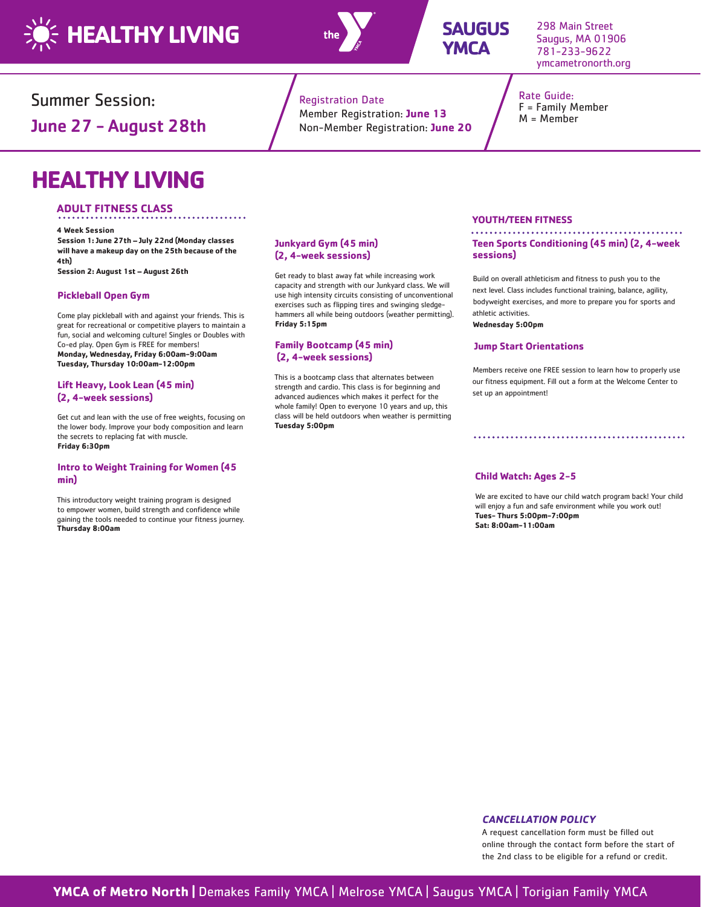# HEALTHY LIVING

**SAUGUS YMCA**

298 Main Street
Saugus, MA 01906
781-233-9622
ymcametronorth.org

Summer Session:
**June 27 - August 28th**

Registration Date
Member Registration: **June 13**
Non-Member Registration: **June 20**

Rate Guide:
F = Family Member
M = Member

# HEALTHY LIVING

## ADULT FITNESS CLASS

**4 Week Session**
**Session 1: June 27th – July 22nd (Monday classes will have a makeup day on the 25th because of the 4th)**
**Session 2: August 1st – August 26th**

### Pickleball Open Gym

Come play pickleball with and against your friends. This is great for recreational or competitive players to maintain a fun, social and welcoming culture! Singles or Doubles with Co-ed play. Open Gym is FREE for members!
**Monday, Wednesday, Friday 6:00am-9:00am**
**Tuesday, Thursday 10:00am-12:00pm**

### Lift Heavy, Look Lean (45 min) (2, 4-week sessions)

Get cut and lean with the use of free weights, focusing on the lower body. Improve your body composition and learn the secrets to replacing fat with muscle.
**Friday 6:30pm**

### Intro to Weight Training for Women (45 min)

This introductory weight training program is designed to empower women, build strength and confidence while gaining the tools needed to continue your fitness journey.
**Thursday 8:00am**

### Junkyard Gym (45 min) (2, 4-week sessions)

Get ready to blast away fat while increasing work capacity and strength with our Junkyard class. We will use high intensity circuits consisting of unconventional exercises such as flipping tires and swinging sledge-hammers all while being outdoors (weather permitting).
**Friday 5:15pm**

### Family Bootcamp (45 min) (2, 4-week sessions)

This is a bootcamp class that alternates between strength and cardio. This class is for beginning and advanced audiences which makes it perfect for the whole family! Open to everyone 10 years and up, this class will be held outdoors when weather is permitting
**Tuesday 5:00pm**

## YOUTH/TEEN FITNESS

### Teen Sports Conditioning (45 min) (2, 4-week sessions)

Build on overall athleticism and fitness to push you to the next level. Class includes functional training, balance, agility, bodyweight exercises, and more to prepare you for sports and athletic activities.
**Wednesday 5:00pm**

### Jump Start Orientations

Members receive one FREE session to learn how to properly use our fitness equipment. Fill out a form at the Welcome Center to set up an appointment!

### Child Watch: Ages 2-5

We are excited to have our child watch program back! Your child will enjoy a fun and safe environment while you work out!
**Tues- Thurs 5:00pm-7:00pm**
**Sat: 8:00am-11:00am**

### *CANCELLATION POLICY*

A request cancellation form must be filled out online through the contact form before the start of the 2nd class to be eligible for a refund or credit.

**YMCA of Metro North** | Demakes Family YMCA | Melrose YMCA | Saugus YMCA | Torigian Family YMCA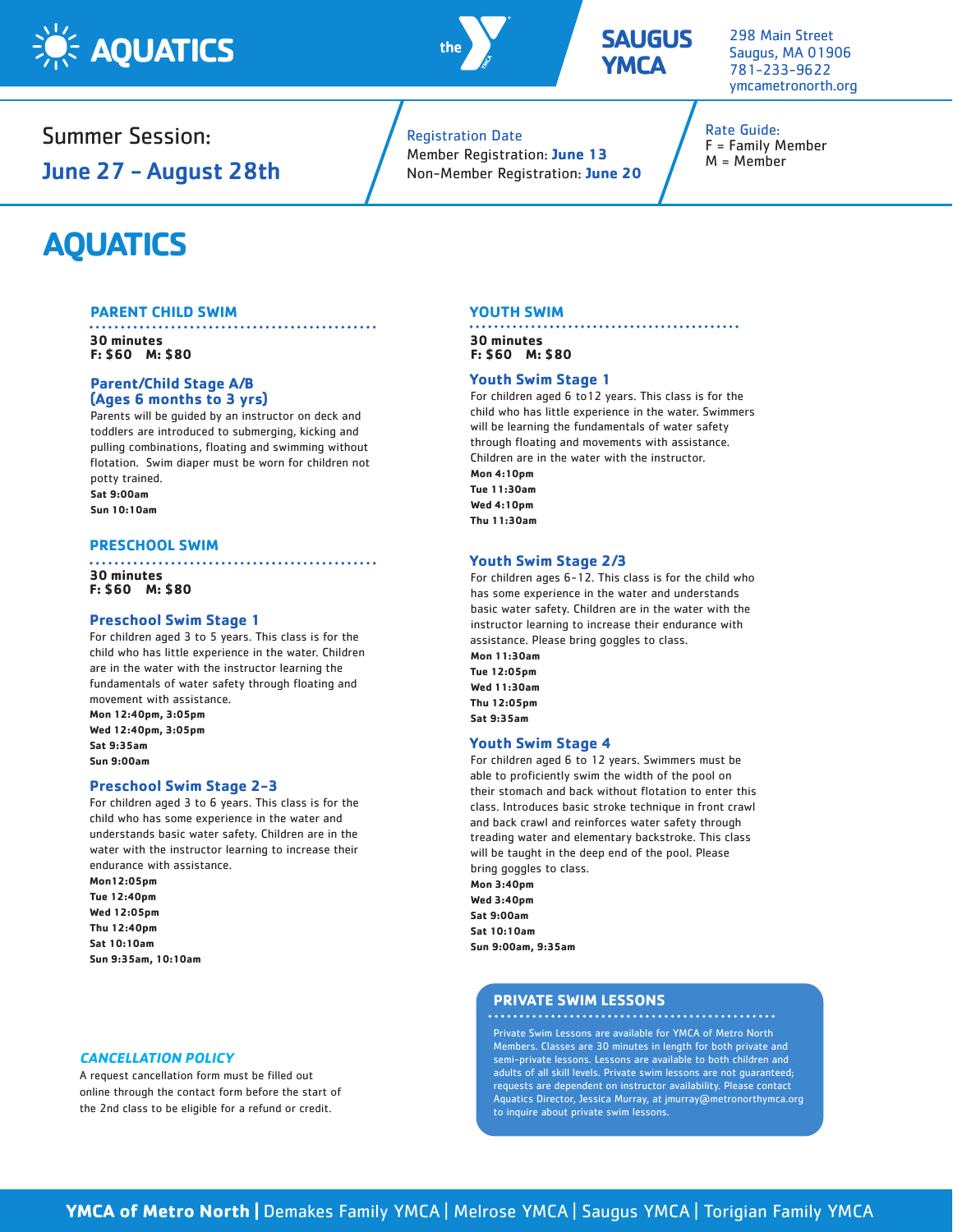# AQUATICS

**SAUGUS YMCA**

298 Main Street
Saugus, MA 01906
781-233-9622
ymcametronorth.org

Summer Session:
**June 27 – August 28th**

Registration Date
Member Registration: **June 13**
Non-Member Registration: **June 20**

Rate Guide:
F = Family Member
M = Member

# AQUATICS

## PARENT CHILD SWIM

**30 minutes**
**F: $60 M: $80**

### Parent/Child Stage A/B (Ages 6 months to 3 yrs)

Parents will be guided by an instructor on deck and toddlers are introduced to submerging, kicking and pulling combinations, floating and swimming without flotation. Swim diaper must be worn for children not potty trained.

**Sat 9:00am**
**Sun 10:10am**

## PRESCHOOL SWIM

**30 minutes**
**F: $60 M: $80**

### Preschool Swim Stage 1

For children aged 3 to 5 years. This class is for the child who has little experience in the water. Children are in the water with the instructor learning the fundamentals of water safety through floating and movement with assistance.

**Mon 12:40pm, 3:05pm**
**Wed 12:40pm, 3:05pm**
**Sat 9:35am**
**Sun 9:00am**

### Preschool Swim Stage 2-3

For children aged 3 to 6 years. This class is for the child who has some experience in the water and understands basic water safety. Children are in the water with the instructor learning to increase their endurance with assistance.

**Mon12:05pm**
**Tue 12:40pm**
**Wed 12:05pm**
**Thu 12:40pm**
**Sat 10:10am**
**Sun 9:35am, 10:10am**

## YOUTH SWIM

**30 minutes**
**F: $60 M: $80**

### Youth Swim Stage 1

For children aged 6 to12 years. This class is for the child who has little experience in the water. Swimmers will be learning the fundamentals of water safety through floating and movements with assistance. Children are in the water with the instructor.

**Mon 4:10pm**
**Tue 11:30am**
**Wed 4:10pm**
**Thu 11:30am**

### Youth Swim Stage 2/3

For children ages 6-12. This class is for the child who has some experience in the water and understands basic water safety. Children are in the water with the instructor learning to increase their endurance with assistance. Please bring goggles to class.

**Mon 11:30am**
**Tue 12:05pm**
**Wed 11:30am**
**Thu 12:05pm**
**Sat 9:35am**

### Youth Swim Stage 4

For children aged 6 to 12 years. Swimmers must be able to proficiently swim the width of the pool on their stomach and back without flotation to enter this class. Introduces basic stroke technique in front crawl and back crawl and reinforces water safety through treading water and elementary backstroke. This class will be taught in the deep end of the pool. Please bring goggles to class.

**Mon 3:40pm**
**Wed 3:40pm**
**Sat 9:00am**
**Sat 10:10am**
**Sun 9:00am, 9:35am**

## PRIVATE SWIM LESSONS

Private Swim Lessons are available for YMCA of Metro North Members. Classes are 30 minutes in length for both private and semi-private lessons. Lessons are available to both children and adults of all skill levels. Private swim lessons are not guaranteed; requests are dependent on instructor availability. Please contact Aquatics Director, Jessica Murray, at jmurray@metronorthymca.org to inquire about private swim lessons.

### *CANCELLATION POLICY*

A request cancellation form must be filled out online through the contact form before the start of the 2nd class to be eligible for a refund or credit.

**YMCA of Metro North** | Demakes Family YMCA | Melrose YMCA | Saugus YMCA | Torigian Family YMCA